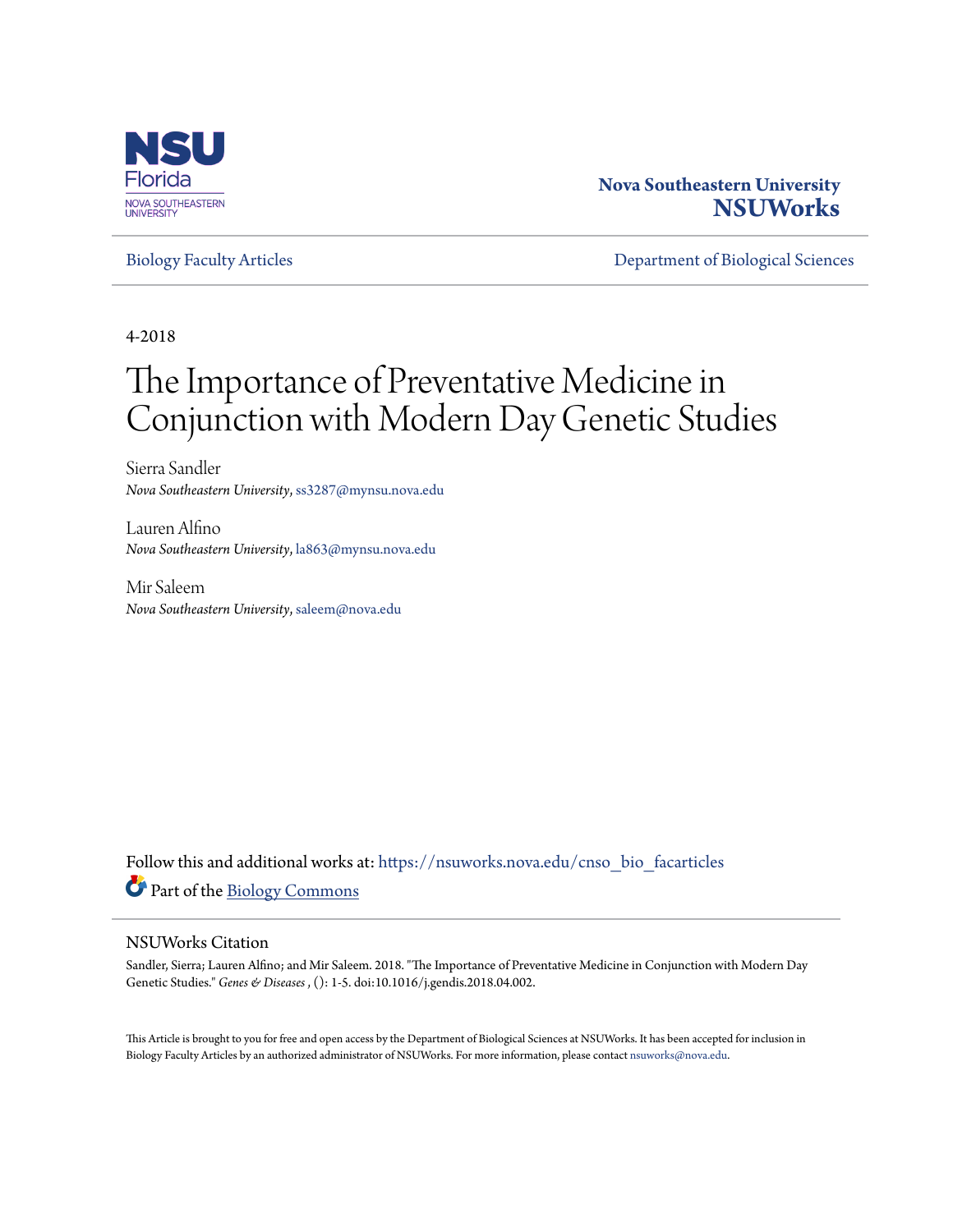Nova Southeastern University
**NSUWorks**

Biology Faculty Articles

Department of Biological Sciences

4-2018

# The Importance of Preventative Medicine in Conjunction with Modern Day Genetic Studies

Sierra Sandler
*Nova Southeastern University*, ss3287@mynsu.nova.edu

Lauren Alfino
*Nova Southeastern University*, la863@mynsu.nova.edu

Mir Saleem
*Nova Southeastern University*, saleem@nova.edu

Follow this and additional works at: https://nsuworks.nova.edu/cnso_bio_facarticles

Part of the Biology Commons

## NSUWorks Citation

Sandler, Sierra; Lauren Alfino; and Mir Saleem. 2018. "The Importance of Preventative Medicine in Conjunction with Modern Day Genetic Studies." *Genes & Diseases* , (): 1-5. doi:10.1016/j.gendis.2018.04.002.

This Article is brought to you for free and open access by the Department of Biological Sciences at NSUWorks. It has been accepted for inclusion in Biology Faculty Articles by an authorized administrator of NSUWorks. For more information, please contact nsuworks@nova.edu.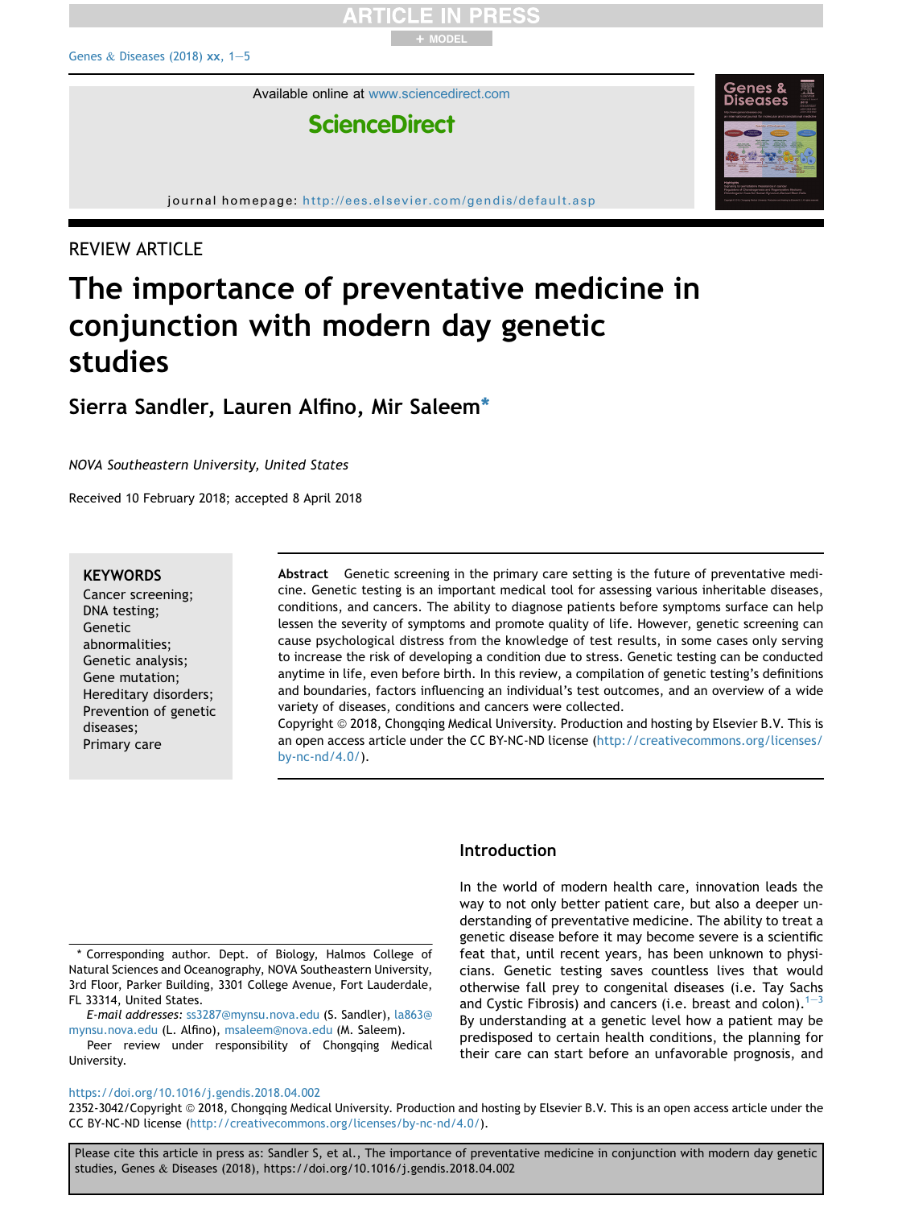REVIEW ARTICLE

# The importance of preventative medicine in conjunction with modern day genetic studies

**Sierra Sandler, Lauren Alfino, Mir Saleem***

*NOVA Southeastern University, United States*

Received 10 February 2018; accepted 8 April 2018

**KEYWORDS**
Cancer screening;
DNA testing;
Genetic abnormalities;
Genetic analysis;
Gene mutation;
Hereditary disorders;
Prevention of genetic diseases;
Primary care

**Abstract** Genetic screening in the primary care setting is the future of preventative medicine. Genetic testing is an important medical tool for assessing various inheritable diseases, conditions, and cancers. The ability to diagnose patients before symptoms surface can help lessen the severity of symptoms and promote quality of life. However, genetic screening can cause psychological distress from the knowledge of test results, in some cases only serving to increase the risk of developing a condition due to stress. Genetic testing can be conducted anytime in life, even before birth. In this review, a compilation of genetic testing's definitions and boundaries, factors influencing an individual's test outcomes, and an overview of a wide variety of diseases, conditions and cancers were collected.
Copyright © 2018, Chongqing Medical University. Production and hosting by Elsevier B.V. This is an open access article under the CC BY-NC-ND license (http://creativecommons.org/licenses/by-nc-nd/4.0/).

## Introduction

In the world of modern health care, innovation leads the way to not only better patient care, but also a deeper understanding of preventative medicine. The ability to treat a genetic disease before it may become severe is a scientific feat that, until recent years, has been unknown to physicians. Genetic testing saves countless lives that would otherwise fall prey to congenital diseases (i.e. Tay Sachs and Cystic Fibrosis) and cancers (i.e. breast and colon).[1–3] By understanding at a genetic level how a patient may be predisposed to certain health conditions, the planning for their care can start before an unfavorable prognosis, and

\* Corresponding author. Dept. of Biology, Halmos College of Natural Sciences and Oceanography, NOVA Southeastern University, 3rd Floor, Parker Building, 3301 College Avenue, Fort Lauderdale, FL 33314, United States.

*E-mail addresses:* ss3287@mynsu.nova.edu (S. Sandler), la863@mynsu.nova.edu (L. Alfino), msaleem@nova.edu (M. Saleem).

Peer review under responsibility of Chongqing Medical University.

https://doi.org/10.1016/j.gendis.2018.04.002
2352-3042/Copyright © 2018, Chongqing Medical University. Production and hosting by Elsevier B.V. This is an open access article under the CC BY-NC-ND license (http://creativecommons.org/licenses/by-nc-nd/4.0/).

Please cite this article in press as: Sandler S, et al., The importance of preventative medicine in conjunction with modern day genetic studies, Genes & Diseases (2018), https://doi.org/10.1016/j.gendis.2018.04.002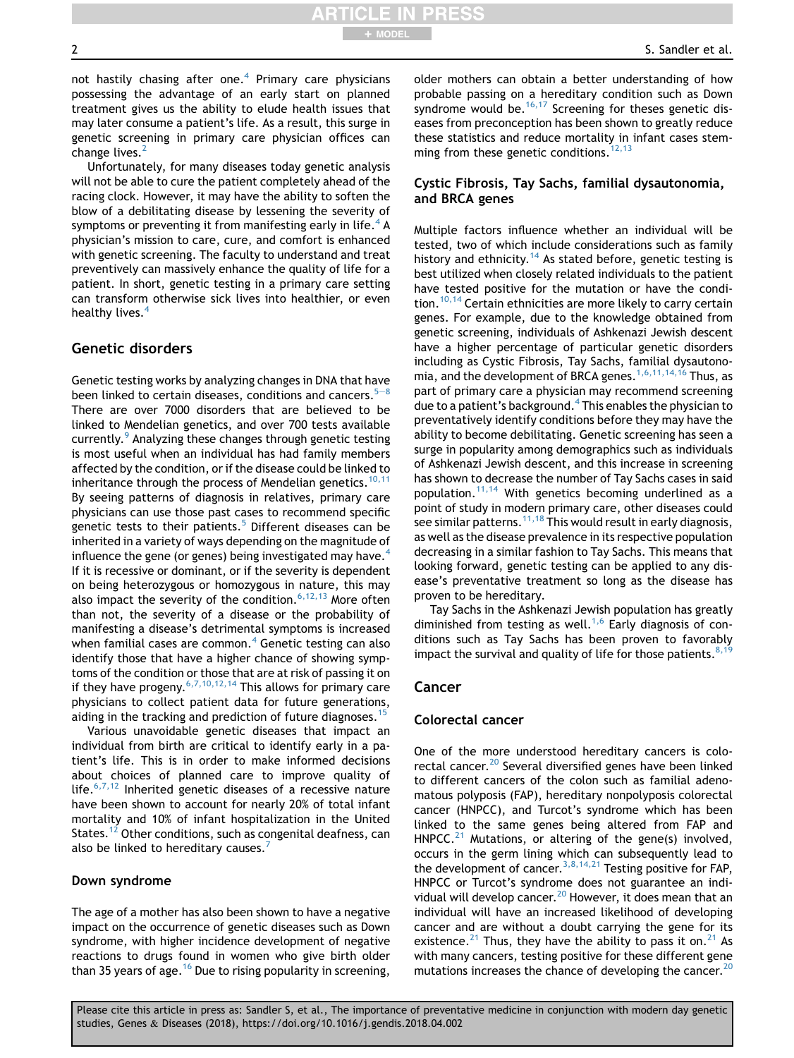not hastily chasing after one.[4] Primary care physicians possessing the advantage of an early start on planned treatment gives us the ability to elude health issues that may later consume a patient's life. As a result, this surge in genetic screening in primary care physician offices can change lives.[2]

Unfortunately, for many diseases today genetic analysis will not be able to cure the patient completely ahead of the racing clock. However, it may have the ability to soften the blow of a debilitating disease by lessening the severity of symptoms or preventing it from manifesting early in life.[4] A physician's mission to care, cure, and comfort is enhanced with genetic screening. The faculty to understand and treat preventively can massively enhance the quality of life for a patient. In short, genetic testing in a primary care setting can transform otherwise sick lives into healthier, or even healthy lives.[4]

## Genetic disorders

Genetic testing works by analyzing changes in DNA that have been linked to certain diseases, conditions and cancers.[5–8] There are over 7000 disorders that are believed to be linked to Mendelian genetics, and over 700 tests available currently.[9] Analyzing these changes through genetic testing is most useful when an individual has had family members affected by the condition, or if the disease could be linked to inheritance through the process of Mendelian genetics.[10,11] By seeing patterns of diagnosis in relatives, primary care physicians can use those past cases to recommend specific genetic tests to their patients.[5] Different diseases can be inherited in a variety of ways depending on the magnitude of influence the gene (or genes) being investigated may have.[4] If it is recessive or dominant, or if the severity is dependent on being heterozygous or homozygous in nature, this may also impact the severity of the condition.[6,12,13] More often than not, the severity of a disease or the probability of manifesting a disease's detrimental symptoms is increased when familial cases are common.[4] Genetic testing can also identify those that have a higher chance of showing symptoms of the condition or those that are at risk of passing it on if they have progeny.[6,7,10,12,14] This allows for primary care physicians to collect patient data for future generations, aiding in the tracking and prediction of future diagnoses.[15]

Various unavoidable genetic diseases that impact an individual from birth are critical to identify early in a patient's life. This is in order to make informed decisions about choices of planned care to improve quality of life.[6,7,12] Inherited genetic diseases of a recessive nature have been shown to account for nearly 20% of total infant mortality and 10% of infant hospitalization in the United States.[12] Other conditions, such as congenital deafness, can also be linked to hereditary causes.[7]

### Down syndrome

The age of a mother has also been shown to have a negative impact on the occurrence of genetic diseases such as Down syndrome, with higher incidence development of negative reactions to drugs found in women who give birth older than 35 years of age.[16] Due to rising popularity in screening, older mothers can obtain a better understanding of how probable passing on a hereditary condition such as Down syndrome would be.[16,17] Screening for theses genetic diseases from preconception has been shown to greatly reduce these statistics and reduce mortality in infant cases stemming from these genetic conditions.[12,13]

### Cystic Fibrosis, Tay Sachs, familial dysautonomia, and BRCA genes

Multiple factors influence whether an individual will be tested, two of which include considerations such as family history and ethnicity.[14] As stated before, genetic testing is best utilized when closely related individuals to the patient have tested positive for the mutation or have the condition.[10,14] Certain ethnicities are more likely to carry certain genes. For example, due to the knowledge obtained from genetic screening, individuals of Ashkenazi Jewish descent have a higher percentage of particular genetic disorders including as Cystic Fibrosis, Tay Sachs, familial dysautonomia, and the development of BRCA genes.[1,6,11,14,16] Thus, as part of primary care a physician may recommend screening due to a patient's background.[4] This enables the physician to preventatively identify conditions before they may have the ability to become debilitating. Genetic screening has seen a surge in popularity among demographics such as individuals of Ashkenazi Jewish descent, and this increase in screening has shown to decrease the number of Tay Sachs cases in said population.[11,14] With genetics becoming underlined as a point of study in modern primary care, other diseases could see similar patterns.[11,18] This would result in early diagnosis, as well as the disease prevalence in its respective population decreasing in a similar fashion to Tay Sachs. This means that looking forward, genetic testing can be applied to any disease's preventative treatment so long as the disease has proven to be hereditary.

Tay Sachs in the Ashkenazi Jewish population has greatly diminished from testing as well.[1,6] Early diagnosis of conditions such as Tay Sachs has been proven to favorably impact the survival and quality of life for those patients.[8,19]

## Cancer

### Colorectal cancer

One of the more understood hereditary cancers is colorectal cancer.[20] Several diversified genes have been linked to different cancers of the colon such as familial adenomatous polyposis (FAP), hereditary nonpolyposis colorectal cancer (HNPCC), and Turcot's syndrome which has been linked to the same genes being altered from FAP and HNPCC.[21] Mutations, or altering of the gene(s) involved, occurs in the germ lining which can subsequently lead to the development of cancer.[3,8,14,21] Testing positive for FAP, HNPCC or Turcot's syndrome does not guarantee an individual will develop cancer.[20] However, it does mean that an individual will have an increased likelihood of developing cancer and are without a doubt carrying the gene for its existence.[21] Thus, they have the ability to pass it on.[21] As with many cancers, testing positive for these different gene mutations increases the chance of developing the cancer.[20]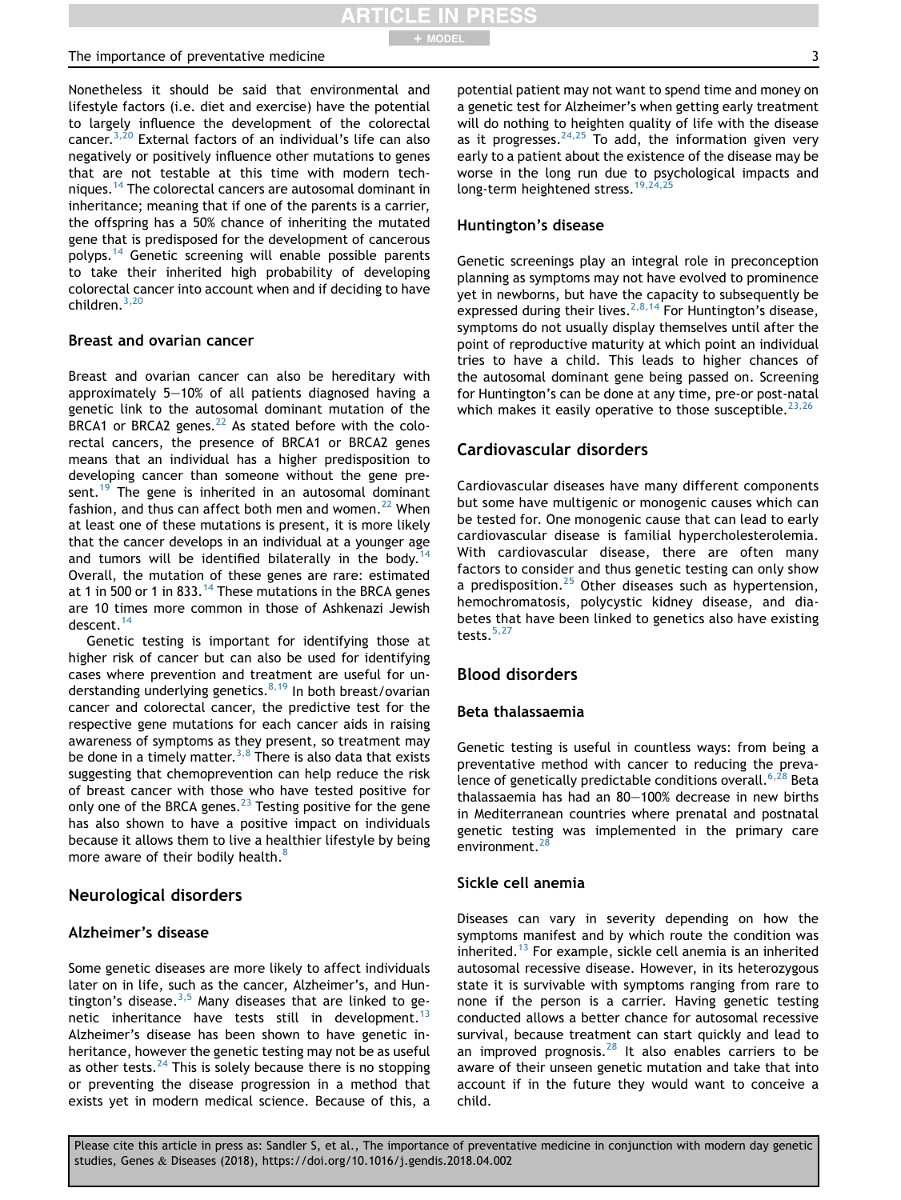Nonetheless it should be said that environmental and lifestyle factors (i.e. diet and exercise) have the potential to largely influence the development of the colorectal cancer.[3,20] External factors of an individual's life can also negatively or positively influence other mutations to genes that are not testable at this time with modern techniques.[14] The colorectal cancers are autosomal dominant in inheritance; meaning that if one of the parents is a carrier, the offspring has a 50% chance of inheriting the mutated gene that is predisposed for the development of cancerous polyps.[14] Genetic screening will enable possible parents to take their inherited high probability of developing colorectal cancer into account when and if deciding to have children.[3,20]

### Breast and ovarian cancer

Breast and ovarian cancer can also be hereditary with approximately 5–10% of all patients diagnosed having a genetic link to the autosomal dominant mutation of the BRCA1 or BRCA2 genes.[22] As stated before with the colorectal cancers, the presence of BRCA1 or BRCA2 genes means that an individual has a higher predisposition to developing cancer than someone without the gene present.[19] The gene is inherited in an autosomal dominant fashion, and thus can affect both men and women.[22] When at least one of these mutations is present, it is more likely that the cancer develops in an individual at a younger age and tumors will be identified bilaterally in the body.[14] Overall, the mutation of these genes are rare: estimated at 1 in 500 or 1 in 833.[14] These mutations in the BRCA genes are 10 times more common in those of Ashkenazi Jewish descent.[14]

Genetic testing is important for identifying those at higher risk of cancer but can also be used for identifying cases where prevention and treatment are useful for understanding underlying genetics.[8,19] In both breast/ovarian cancer and colorectal cancer, the predictive test for the respective gene mutations for each cancer aids in raising awareness of symptoms as they present, so treatment may be done in a timely matter.[3,8] There is also data that exists suggesting that chemoprevention can help reduce the risk of breast cancer with those who have tested positive for only one of the BRCA genes.[23] Testing positive for the gene has also shown to have a positive impact on individuals because it allows them to live a healthier lifestyle by being more aware of their bodily health.[8]

## Neurological disorders

### Alzheimer's disease

Some genetic diseases are more likely to affect individuals later on in life, such as the cancer, Alzheimer's, and Huntington's disease.[3,5] Many diseases that are linked to genetic inheritance have tests still in development.[13] Alzheimer's disease has been shown to have genetic inheritance, however the genetic testing may not be as useful as other tests.[24] This is solely because there is no stopping or preventing the disease progression in a method that exists yet in modern medical science. Because of this, a potential patient may not want to spend time and money on a genetic test for Alzheimer's when getting early treatment will do nothing to heighten quality of life with the disease as it progresses.[24,25] To add, the information given very early to a patient about the existence of the disease may be worse in the long run due to psychological impacts and long-term heightened stress.[19,24,25]

### Huntington's disease

Genetic screenings play an integral role in preconception planning as symptoms may not have evolved to prominence yet in newborns, but have the capacity to subsequently be expressed during their lives.[2,8,14] For Huntington's disease, symptoms do not usually display themselves until after the point of reproductive maturity at which point an individual tries to have a child. This leads to higher chances of the autosomal dominant gene being passed on. Screening for Huntington's can be done at any time, pre-or post-natal which makes it easily operative to those susceptible.[23,26]

## Cardiovascular disorders

Cardiovascular diseases have many different components but some have multigenic or monogenic causes which can be tested for. One monogenic cause that can lead to early cardiovascular disease is familial hypercholesterolemia. With cardiovascular disease, there are often many factors to consider and thus genetic testing can only show a predisposition.[25] Other diseases such as hypertension, hemochromatosis, polycystic kidney disease, and diabetes that have been linked to genetics also have existing tests.[5,27]

## Blood disorders

### Beta thalassaemia

Genetic testing is useful in countless ways: from being a preventative method with cancer to reducing the prevalence of genetically predictable conditions overall.[6,28] Beta thalassaemia has had an 80–100% decrease in new births in Mediterranean countries where prenatal and postnatal genetic testing was implemented in the primary care environment.[28]

### Sickle cell anemia

Diseases can vary in severity depending on how the symptoms manifest and by which route the condition was inherited.[13] For example, sickle cell anemia is an inherited autosomal recessive disease. However, in its heterozygous state it is survivable with symptoms ranging from rare to none if the person is a carrier. Having genetic testing conducted allows a better chance for autosomal recessive survival, because treatment can start quickly and lead to an improved prognosis.[28] It also enables carriers to be aware of their unseen genetic mutation and take that into account if in the future they would want to conceive a child.

Please cite this article in press as: Sandler S, et al., The importance of preventative medicine in conjunction with modern day genetic studies, Genes & Diseases (2018), https://doi.org/10.1016/j.gendis.2018.04.002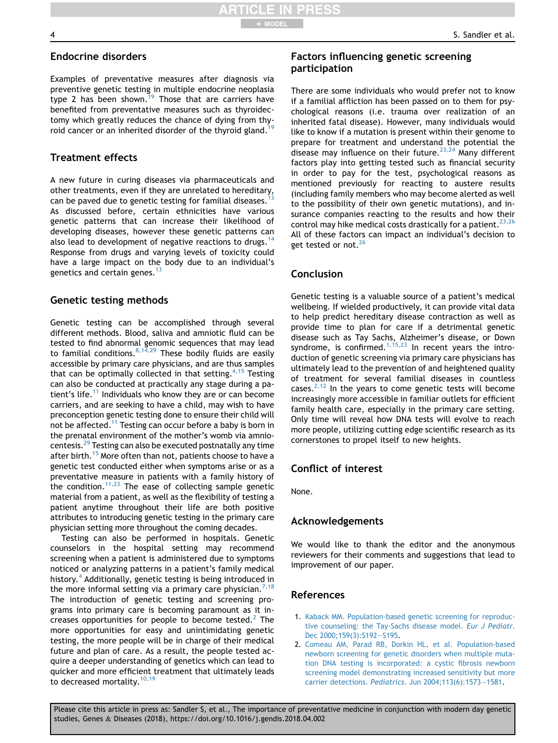## Endocrine disorders

Examples of preventative measures after diagnosis via preventive genetic testing in multiple endocrine neoplasia type 2 has been shown.[19] Those that are carriers have benefited from preventative measures such as thyroidectomy which greatly reduces the chance of dying from thyroid cancer or an inherited disorder of the thyroid gland.[19]

## Treatment effects

A new future in curing diseases via pharmaceuticals and other treatments, even if they are unrelated to hereditary, can be paved due to genetic testing for familial diseases.[13] As discussed before, certain ethnicities have various genetic patterns that can increase their likelihood of developing diseases, however these genetic patterns can also lead to development of negative reactions to drugs.[14] Response from drugs and varying levels of toxicity could have a large impact on the body due to an individual's genetics and certain genes.[13]

## Genetic testing methods

Genetic testing can be accomplished through several different methods. Blood, saliva and amniotic fluid can be tested to find abnormal genomic sequences that may lead to familial conditions.[8,14,29] These bodily fluids are easily accessible by primary care physicians, and are thus samples that can be optimally collected in that setting.[4,15] Testing can also be conducted at practically any stage during a patient's life.[11] Individuals who know they are or can become carriers, and are seeking to have a child, may wish to have preconception genetic testing done to ensure their child will not be affected.[11] Testing can occur before a baby is born in the prenatal environment of the mother's womb via amniocentesis.[29] Testing can also be executed postnatally any time after birth.[15] More often than not, patients choose to have a genetic test conducted either when symptoms arise or as a preventative measure in patients with a family history of the condition.[11,23] The ease of collecting sample genetic material from a patient, as well as the flexibility of testing a patient anytime throughout their life are both positive attributes to introducing genetic testing in the primary care physician setting more throughout the coming decades.

Testing can also be performed in hospitals. Genetic counselors in the hospital setting may recommend screening when a patient is administered due to symptoms noticed or analyzing patterns in a patient's family medical history.[4] Additionally, genetic testing is being introduced in the more informal setting via a primary care physician.[7,18] The introduction of genetic testing and screening programs into primary care is becoming paramount as it increases opportunities for people to become tested.[2] The more opportunities for easy and unintimidating genetic testing, the more people will be in charge of their medical future and plan of care. As a result, the people tested acquire a deeper understanding of genetics which can lead to quicker and more efficient treatment that ultimately leads to decreased mortality.[10,19]

## Factors influencing genetic screening participation

There are some individuals who would prefer not to know if a familial affliction has been passed on to them for psychological reasons (i.e. trauma over realization of an inherited fatal disease). However, many individuals would like to know if a mutation is present within their genome to prepare for treatment and understand the potential the disease may influence on their future.[23,24] Many different factors play into getting tested such as financial security in order to pay for the test, psychological reasons as mentioned previously for reacting to austere results (including family members who may become alerted as well to the possibility of their own genetic mutations), and insurance companies reacting to the results and how their control may hike medical costs drastically for a patient.[23,26] All of these factors can impact an individual's decision to get tested or not.[26]

## Conclusion

Genetic testing is a valuable source of a patient's medical wellbeing. If wielded productively, it can provide vital data to help predict hereditary disease contraction as well as provide time to plan for care if a detrimental genetic disease such as Tay Sachs, Alzheimer's disease, or Down syndrome, is confirmed.[1,15,23] In recent years the introduction of genetic screening via primary care physicians has ultimately lead to the prevention of and heightened quality of treatment for several familial diseases in countless cases.[2,12] In the years to come genetic tests will become increasingly more accessible in familiar outlets for efficient family health care, especially in the primary care setting. Only time will reveal how DNA tests will evolve to reach more people, utilizing cutting edge scientific research as its cornerstones to propel itself to new heights.

## Conflict of interest

None.

## Acknowledgements

We would like to thank the editor and the anonymous reviewers for their comments and suggestions that lead to improvement of our paper.

## References

1. Kaback MM. Population-based genetic screening for reproductive counseling: the Tay-Sachs disease model. *Eur J Pediatr.* Dec 2000;159(3):S192–S195.
2. Comeau AM, Parad RB, Dorkin HL, et al. Population-based newborn screening for genetic disorders when multiple mutation DNA testing is incorporated: a cystic fibrosis newborn screening model demonstrating increased sensitivity but more carrier detections. *Pediatrics.* Jun 2004;113(6):1573–1581.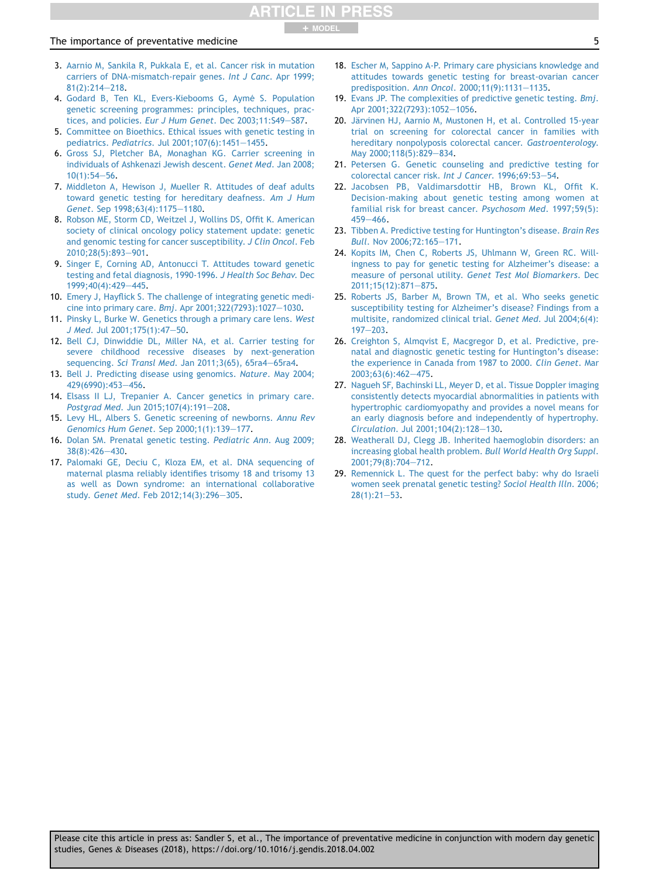3. Aarnio M, Sankila R, Pukkala E, et al. Cancer risk in mutation carriers of DNA-mismatch-repair genes. *Int J Canc*. Apr 1999; 81(2):214–218.
4. Godard B, Ten KL, Evers-Kiebooms G, Aymé S. Population genetic screening programmes: principles, techniques, practices, and policies. *Eur J Hum Genet*. Dec 2003;11:S49–S87.
5. Committee on Bioethics. Ethical issues with genetic testing in pediatrics. *Pediatrics*. Jul 2001;107(6):1451–1455.
6. Gross SJ, Pletcher BA, Monaghan KG. Carrier screening in individuals of Ashkenazi Jewish descent. *Genet Med*. Jan 2008; 10(1):54–56.
7. Middleton A, Hewison J, Mueller R. Attitudes of deaf adults toward genetic testing for hereditary deafness. *Am J Hum Genet*. Sep 1998;63(4):1175–1180.
8. Robson ME, Storm CD, Weitzel J, Wollins DS, Offit K. American society of clinical oncology policy statement update: genetic and genomic testing for cancer susceptibility. *J Clin Oncol*. Feb 2010;28(5):893–901.
9. Singer E, Corning AD, Antonucci T. Attitudes toward genetic testing and fetal diagnosis, 1990-1996. *J Health Soc Behav*. Dec 1999;40(4):429–445.
10. Emery J, Hayflick S. The challenge of integrating genetic medicine into primary care. *Bmj*. Apr 2001;322(7293):1027–1030.
11. Pinsky L, Burke W. Genetics through a primary care lens. *West J Med*. Jul 2001;175(1):47–50.
12. Bell CJ, Dinwiddie DL, Miller NA, et al. Carrier testing for severe childhood recessive diseases by next-generation sequencing. *Sci Transl Med*. Jan 2011;3(65), 65ra4–65ra4.
13. Bell J. Predicting disease using genomics. *Nature*. May 2004; 429(6990):453–456.
14. Elsaas II LJ, Trepanier A. Cancer genetics in primary care. *Postgrad Med*. Jun 2015;107(4):191–208.
15. Levy HL, Albers S. Genetic screening of newborns. *Annu Rev Genomics Hum Genet*. Sep 2000;1(1):139–177.
16. Dolan SM. Prenatal genetic testing. *Pediatric Ann*. Aug 2009; 38(8):426–430.
17. Palomaki GE, Deciu C, Kloza EM, et al. DNA sequencing of maternal plasma reliably identifies trisomy 18 and trisomy 13 as well as Down syndrome: an international collaborative study. *Genet Med*. Feb 2012;14(3):296–305.
18. Escher M, Sappino A-P. Primary care physicians knowledge and attitudes towards genetic testing for breast-ovarian cancer predisposition. *Ann Oncol*. 2000;11(9):1131–1135.
19. Evans JP. The complexities of predictive genetic testing. *Bmj*. Apr 2001;322(7293):1052–1056.
20. Järvinen HJ, Aarnio M, Mustonen H, et al. Controlled 15-year trial on screening for colorectal cancer in families with hereditary nonpolyposis colorectal cancer. *Gastroenterology*. May 2000;118(5):829–834.
21. Petersen G. Genetic counseling and predictive testing for colorectal cancer risk. *Int J Cancer*. 1996;69:53–54.
22. Jacobsen PB, Valdimarsdottir HB, Brown KL, Offit K. Decision-making about genetic testing among women at familial risk for breast cancer. *Psychosom Med*. 1997;59(5): 459–466.
23. Tibben A. Predictive testing for Huntington's disease. *Brain Res Bull*. Nov 2006;72:165–171.
24. Kopits IM, Chen C, Roberts JS, Uhlmann W, Green RC. Willingness to pay for genetic testing for Alzheimer's disease: a measure of personal utility. *Genet Test Mol Biomarkers*. Dec 2011;15(12):871–875.
25. Roberts JS, Barber M, Brown TM, et al. Who seeks genetic susceptibility testing for Alzheimer's disease? Findings from a multisite, randomized clinical trial. *Genet Med*. Jul 2004;6(4): 197–203.
26. Creighton S, Almqvist E, Macgregor D, et al. Predictive, prenatal and diagnostic genetic testing for Huntington's disease: the experience in Canada from 1987 to 2000. *Clin Genet*. Mar 2003;63(6):462–475.
27. Nagueh SF, Bachinski LL, Meyer D, et al. Tissue Doppler imaging consistently detects myocardial abnormalities in patients with hypertrophic cardiomyopathy and provides a novel means for an early diagnosis before and independently of hypertrophy. *Circulation*. Jul 2001;104(2):128–130.
28. Weatherall DJ, Clegg JB. Inherited haemoglobin disorders: an increasing global health problem. *Bull World Health Org Suppl*. 2001;79(8):704–712.
29. Remennick L. The quest for the perfect baby: why do Israeli women seek prenatal genetic testing? *Sociol Health Illn*. 2006; 28(1):21–53.